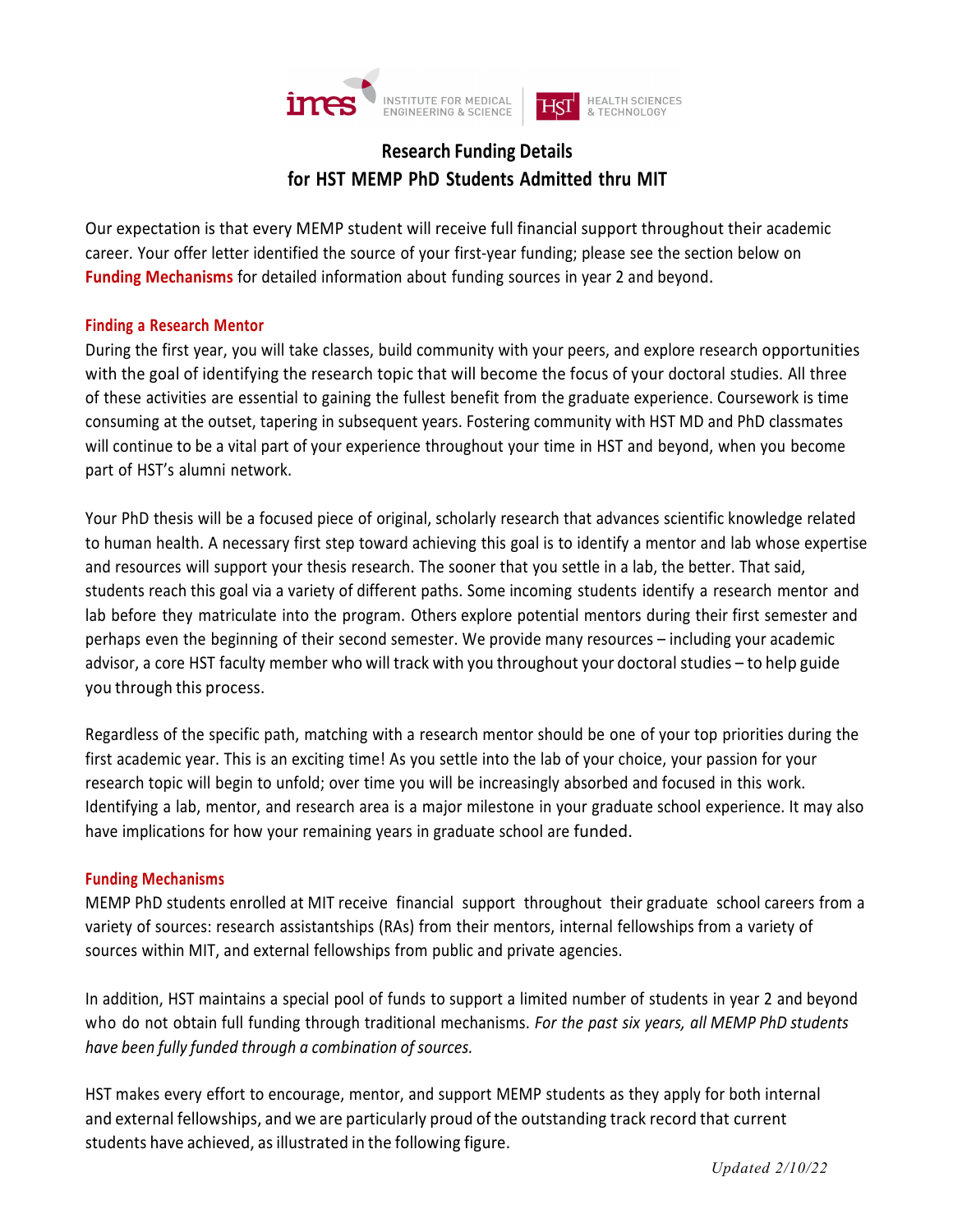# Research Funding Details
# for HST MEMP PhD Students Admitted thru MIT

Our expectation is that every MEMP student will receive full financial support throughout their academic career. Your offer letter identified the source of your first-year funding; please see the section below on **Funding Mechanisms** for detailed information about funding sources in year 2 and beyond.

## Finding a Research Mentor

During the first year, you will take classes, build community with your peers, and explore research opportunities with the goal of identifying the research topic that will become the focus of your doctoral studies. All three of these activities are essential to gaining the fullest benefit from the graduate experience. Coursework is time consuming at the outset, tapering in subsequent years. Fostering community with HST MD and PhD classmates will continue to be a vital part of your experience throughout your time in HST and beyond, when you become part of HST's alumni network.

Your PhD thesis will be a focused piece of original, scholarly research that advances scientific knowledge related to human health. A necessary first step toward achieving this goal is to identify a mentor and lab whose expertise and resources will support your thesis research. The sooner that you settle in a lab, the better. That said, students reach this goal via a variety of different paths. Some incoming students identify a research mentor and lab before they matriculate into the program. Others explore potential mentors during their first semester and perhaps even the beginning of their second semester. We provide many resources – including your academic advisor, a core HST faculty member who will track with you throughout your doctoral studies – to help guide you through this process.

Regardless of the specific path, matching with a research mentor should be one of your top priorities during the first academic year. This is an exciting time! As you settle into the lab of your choice, your passion for your research topic will begin to unfold; over time you will be increasingly absorbed and focused in this work. Identifying a lab, mentor, and research area is a major milestone in your graduate school experience. It may also have implications for how your remaining years in graduate school are funded.

## Funding Mechanisms

MEMP PhD students enrolled at MIT receive financial support throughout their graduate school careers from a variety of sources: research assistantships (RAs) from their mentors, internal fellowships from a variety of sources within MIT, and external fellowships from public and private agencies.

In addition, HST maintains a special pool of funds to support a limited number of students in year 2 and beyond who do not obtain full funding through traditional mechanisms. *For the past six years, all MEMP PhD students have been fully funded through a combination of sources.*

HST makes every effort to encourage, mentor, and support MEMP students as they apply for both internal and external fellowships, and we are particularly proud of the outstanding track record that current students have achieved, as illustrated in the following figure.

*Updated 2/10/22*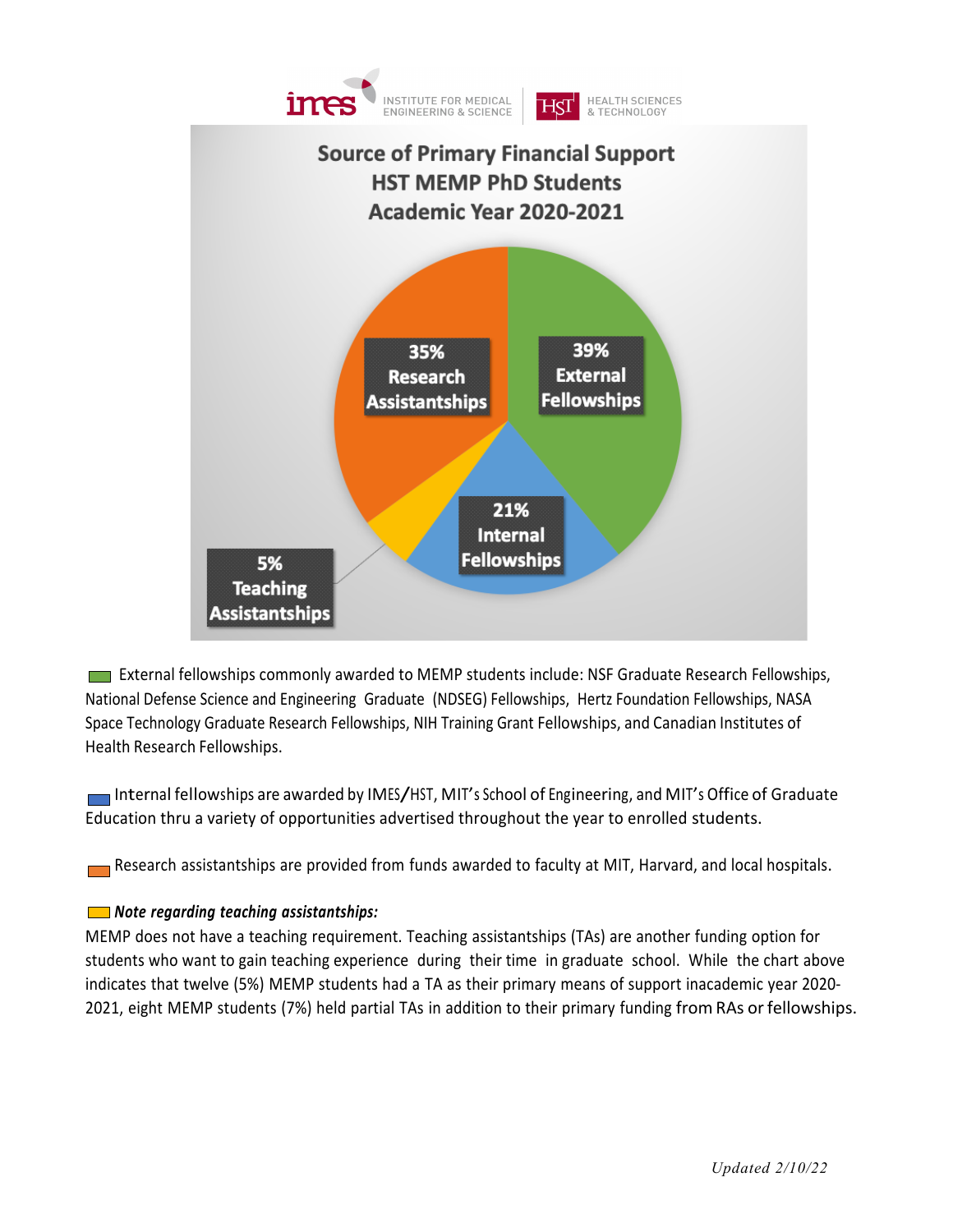INSTITUTE FOR MEDICAL ENGINEERING & SCIENCE | HEALTH SCIENCES & TECHNOLOGY

## Source of Primary Financial Support
## HST MEMP PhD Students
## Academic Year 2020-2021

- 39% External Fellowships
- 21% Internal Fellowships
- 5% Teaching Assistantships
- 35% Research Assistantships

External fellowships commonly awarded to MEMP students include: NSF Graduate Research Fellowships, National Defense Science and Engineering Graduate (NDSEG) Fellowships, Hertz Foundation Fellowships, NASA Space Technology Graduate Research Fellowships, NIH Training Grant Fellowships, and Canadian Institutes of Health Research Fellowships.

Internal fellowships are awarded by IMES/HST, MIT's School of Engineering, and MIT's Office of Graduate Education thru a variety of opportunities advertised throughout the year to enrolled students.

Research assistantships are provided from funds awarded to faculty at MIT, Harvard, and local hospitals.

***Note regarding teaching assistantships:***

MEMP does not have a teaching requirement. Teaching assistantships (TAs) are another funding option for students who want to gain teaching experience during their time in graduate school. While the chart above indicates that twelve (5%) MEMP students had a TA as their primary means of support inacademic year 2020-2021, eight MEMP students (7%) held partial TAs in addition to their primary funding from RAs or fellowships.

*Updated 2/10/22*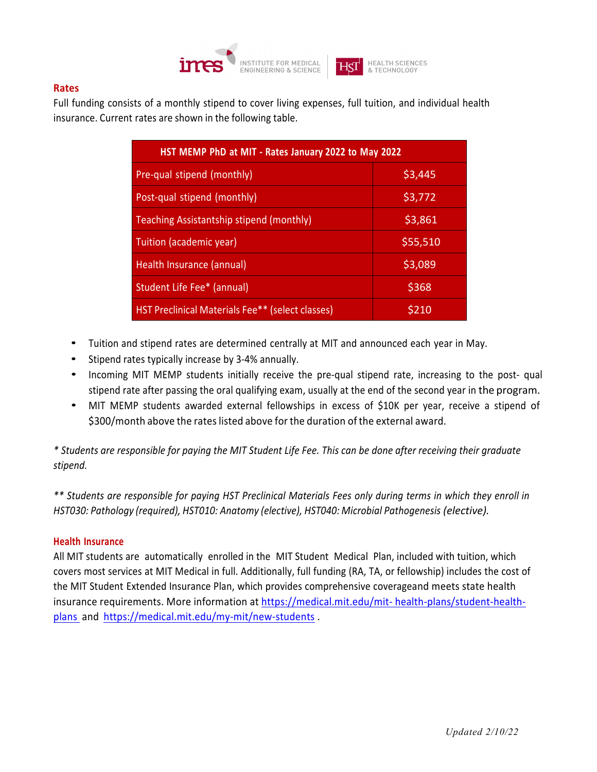## Rates

Full funding consists of a monthly stipend to cover living expenses, full tuition, and individual health insurance. Current rates are shown in the following table.

| HST MEMP PhD at MIT - Rates January 2022 to May 2022 | |
|---|---|
| Pre-qual stipend (monthly) | $3,445 |
| Post-qual stipend (monthly) | $3,772 |
| Teaching Assistantship stipend (monthly) | $3,861 |
| Tuition (academic year) | $55,510 |
| Health Insurance (annual) | $3,089 |
| Student Life Fee* (annual) | $368 |
| HST Preclinical Materials Fee** (select classes) | $210 |

- Tuition and stipend rates are determined centrally at MIT and announced each year in May.
- Stipend rates typically increase by 3-4% annually.
- Incoming MIT MEMP students initially receive the pre-qual stipend rate, increasing to the post- qual stipend rate after passing the oral qualifying exam, usually at the end of the second year in the program.
- MIT MEMP students awarded external fellowships in excess of $10K per year, receive a stipend of $300/month above the rates listed above for the duration of the external award.

*\* Students are responsible for paying the MIT Student Life Fee. This can be done after receiving their graduate stipend.*

*\*\* Students are responsible for paying HST Preclinical Materials Fees only during terms in which they enroll in HST030: Pathology (required), HST010: Anatomy (elective), HST040: Microbial Pathogenesis (elective).*

## Health Insurance

All MIT students are automatically enrolled in the MIT Student Medical Plan, included with tuition, which covers most services at MIT Medical in full. Additionally, full funding (RA, TA, or fellowship) includes the cost of the MIT Student Extended Insurance Plan, which provides comprehensive coverageand meets state health insurance requirements. More information at https://medical.mit.edu/mit- health-plans/student-health-plans and https://medical.mit.edu/my-mit/new-students .

*Updated 2/10/22*